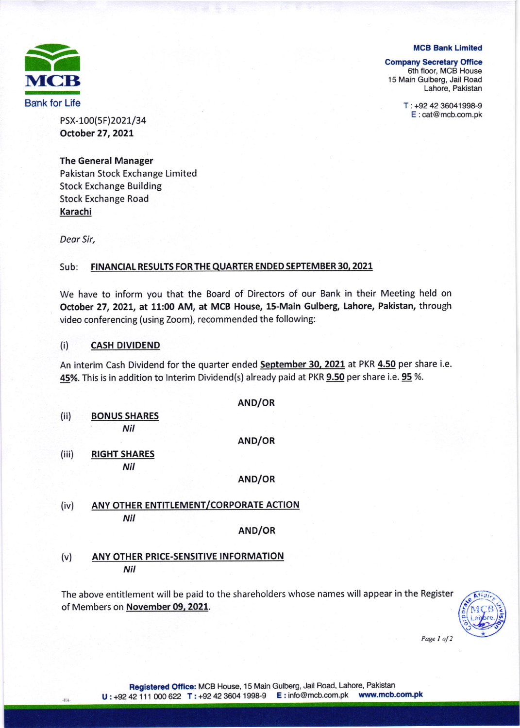MCB

Bank for Life

**MCB Bank Limited**

**Company Secretary Office**
6th floor, MCB House
15 Main Gulberg, Jail Road
Lahore, Pakistan

T : +92 42 36041998-9
E : cat@mcb.com.pk

PSX-100(5F)2021/34
**October 27, 2021**

**The General Manager**
Pakistan Stock Exchange Limited
Stock Exchange Building
Stock Exchange Road
**Karachi**

*Dear Sir,*

Sub: **FINANCIAL RESULTS FOR THE QUARTER ENDED SEPTEMBER 30, 2021**

We have to inform you that the Board of Directors of our Bank in their Meeting held on **October 27, 2021, at 11:00 AM, at MCB House, 15-Main Gulberg, Lahore, Pakistan,** through video conferencing (using Zoom), recommended the following:

(i) **CASH DIVIDEND**

An interim Cash Dividend for the quarter ended **September 30, 2021** at PKR **4.50** per share i.e. **45%**. This is in addition to Interim Dividend(s) already paid at PKR **9.50** per share i.e. **95** %.

AND/OR

(ii) **BONUS SHARES**
*Nil*

AND/OR

(iii) **RIGHT SHARES**
*Nil*

AND/OR

(iv) **ANY OTHER ENTITLEMENT/CORPORATE ACTION**
*Nil*

AND/OR

(v) **ANY OTHER PRICE-SENSITIVE INFORMATION**
*Nil*

The above entitlement will be paid to the shareholders whose names will appear in the Register of Members on **November 09, 2021**.

**Registered Office:** MCB House, 15 Main Gulberg, Jail Road, Lahore, Pakistan
U : +92 42 111 000 622 T : +92 42 3604 1998-9 E : info@mcb.com.pk **www.mcb.com.pk**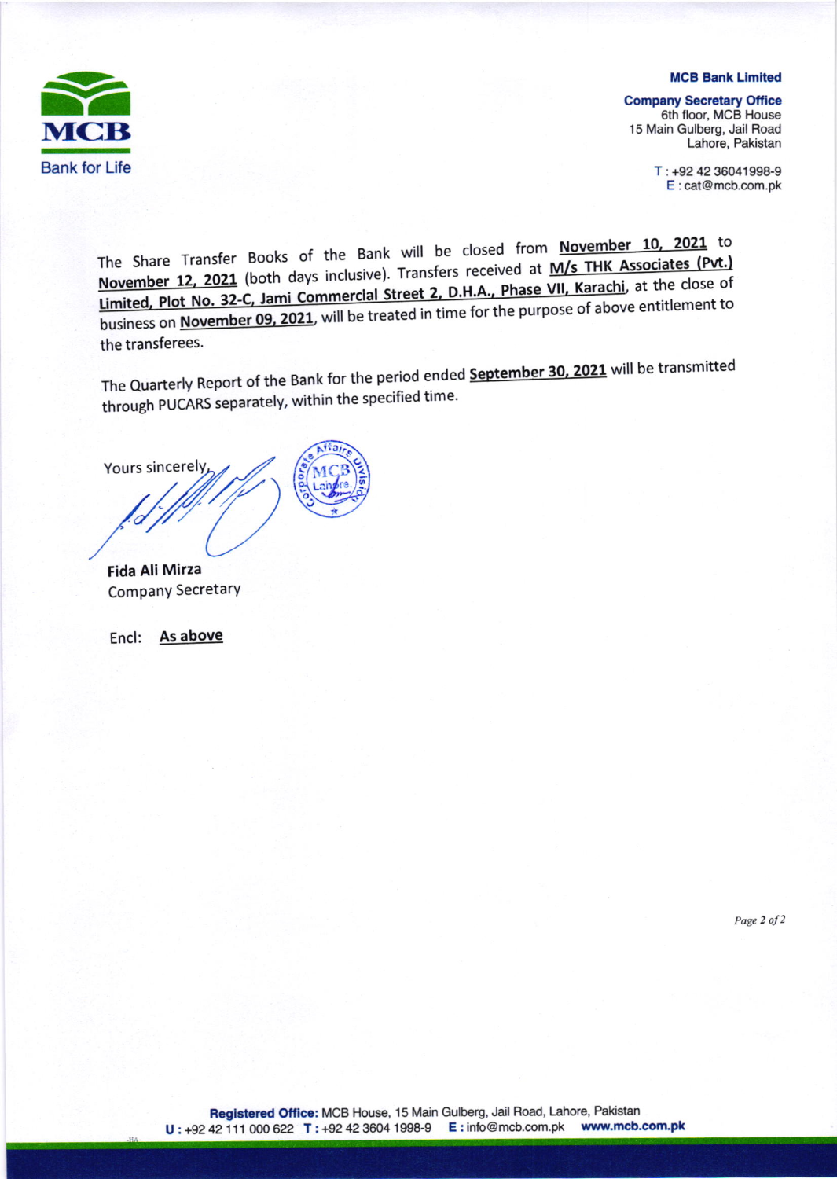**MCB Bank Limited**

**Company Secretary Office**
6th floor, MCB House
15 Main Gulberg, Jail Road
Lahore, Pakistan

T : +92 42 36041998-9
E : cat@mcb.com.pk

The Share Transfer Books of the Bank will be closed from **November 10, 2021** to **November 12, 2021** (both days inclusive). Transfers received at **M/s THK Associates (Pvt.) Limited, Plot No. 32-C, Jami Commercial Street 2, D.H.A., Phase VII, Karachi**, at the close of business on **November 09, 2021**, will be treated in time for the purpose of above entitlement to the transferees.

The Quarterly Report of the Bank for the period ended **September 30, 2021** will be transmitted through PUCARS separately, within the specified time.

Yours sincerely,

**Fida Ali Mirza**
Company Secretary

Encl: **As above**

**Registered Office:** MCB House, 15 Main Gulberg, Jail Road, Lahore, Pakistan
**U :** +92 42 111 000 622 **T :** +92 42 3604 1998-9 **E :** info@mcb.com.pk **www.mcb.com.pk**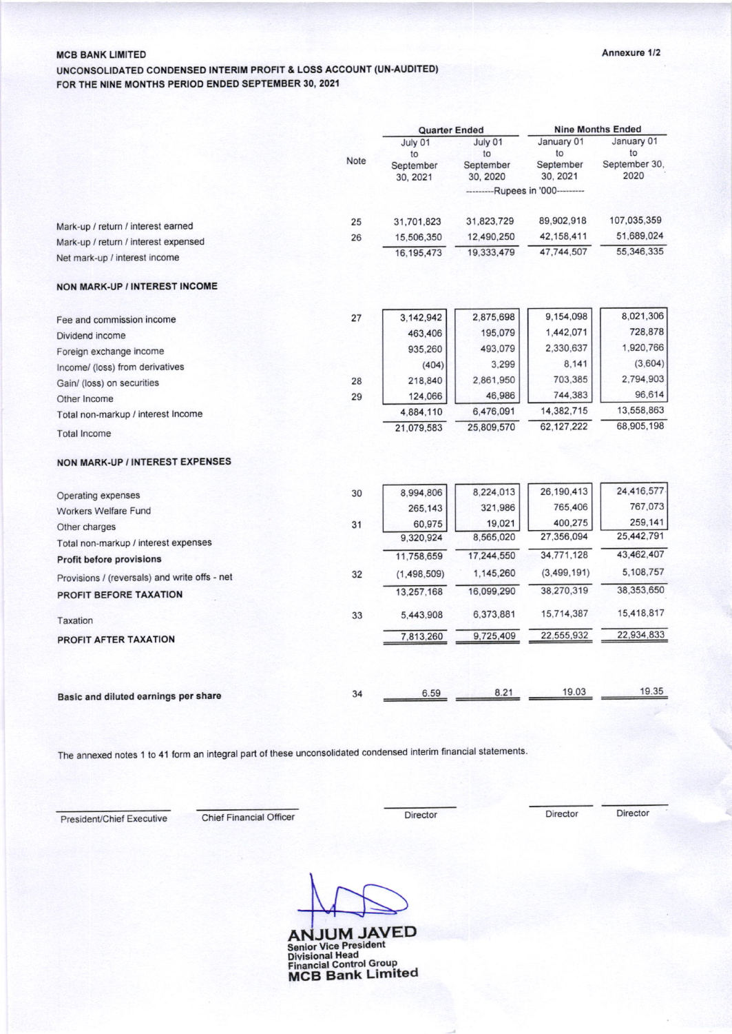**MCB BANK LIMITED**

**Annexure 1/2**

**UNCONSOLIDATED CONDENSED INTERIM PROFIT & LOSS ACCOUNT (UN-AUDITED)**
**FOR THE NINE MONTHS PERIOD ENDED SEPTEMBER 30, 2021**

| | Note | Quarter Ended | | Nine Months Ended | |
|---|---|---|---|---|---|
| | | July 01 to September 30, 2021 | July 01 to September 30, 2020 | January 01 to September 30, 2021 | January 01 to September 30, 2020 |
| | | ---------Rupees in '000--------- | | | |
| Mark-up / return / interest earned | 25 | 31,701,823 | 31,823,729 | 89,902,918 | 107,035,359 |
| Mark-up / return / interest expensed | 26 | 15,506,350 | 12,490,250 | 42,158,411 | 51,689,024 |
| Net mark-up / interest income | | 16,195,473 | 19,333,479 | 47,744,507 | 55,346,335 |
| **NON MARK-UP / INTEREST INCOME** | | | | | |
| Fee and commission income | 27 | 3,142,942 | 2,875,698 | 9,154,098 | 8,021,306 |
| Dividend income | | 463,406 | 195,079 | 1,442,071 | 728,878 |
| Foreign exchange income | | 935,260 | 493,079 | 2,330,637 | 1,920,766 |
| Income/ (loss) from derivatives | | (404) | 3,299 | 8,141 | (3,604) |
| Gain/ (loss) on securities | 28 | 218,840 | 2,861,950 | 703,385 | 2,794,903 |
| Other Income | 29 | 124,066 | 46,986 | 744,383 | 96,614 |
| Total non-markup / interest Income | | 4,884,110 | 6,476,091 | 14,382,715 | 13,558,863 |
| Total Income | | 21,079,583 | 25,809,570 | 62,127,222 | 68,905,198 |
| **NON MARK-UP / INTEREST EXPENSES** | | | | | |
| Operating expenses | 30 | 8,994,806 | 8,224,013 | 26,190,413 | 24,416,577 |
| Workers Welfare Fund | | 265,143 | 321,986 | 765,406 | 767,073 |
| Other charges | 31 | 60,975 | 19,021 | 400,275 | 259,141 |
| Total non-markup / interest expenses | | 9,320,924 | 8,565,020 | 27,356,094 | 25,442,791 |
| **Profit before provisions** | | 11,758,659 | 17,244,550 | 34,771,128 | 43,462,407 |
| Provisions / (reversals) and write offs - net | 32 | (1,498,509) | 1,145,260 | (3,499,191) | 5,108,757 |
| **PROFIT BEFORE TAXATION** | | 13,257,168 | 16,099,290 | 38,270,319 | 38,353,650 |
| Taxation | 33 | 5,443,908 | 6,373,881 | 15,714,387 | 15,418,817 |
| **PROFIT AFTER TAXATION** | | 7,813,260 | 9,725,409 | 22,555,932 | 22,934,833 |
| **Basic and diluted earnings per share** | 34 | 6.59 | 8.21 | 19.03 | 19.35 |

The annexed notes 1 to 41 form an integral part of these unconsolidated condensed interim financial statements.

President/Chief Executive    Chief Financial Officer    Director    Director    Director

**ANJUM JAVED**
Senior Vice President
Divisional Head
Financial Control Group
**MCB Bank Limited**